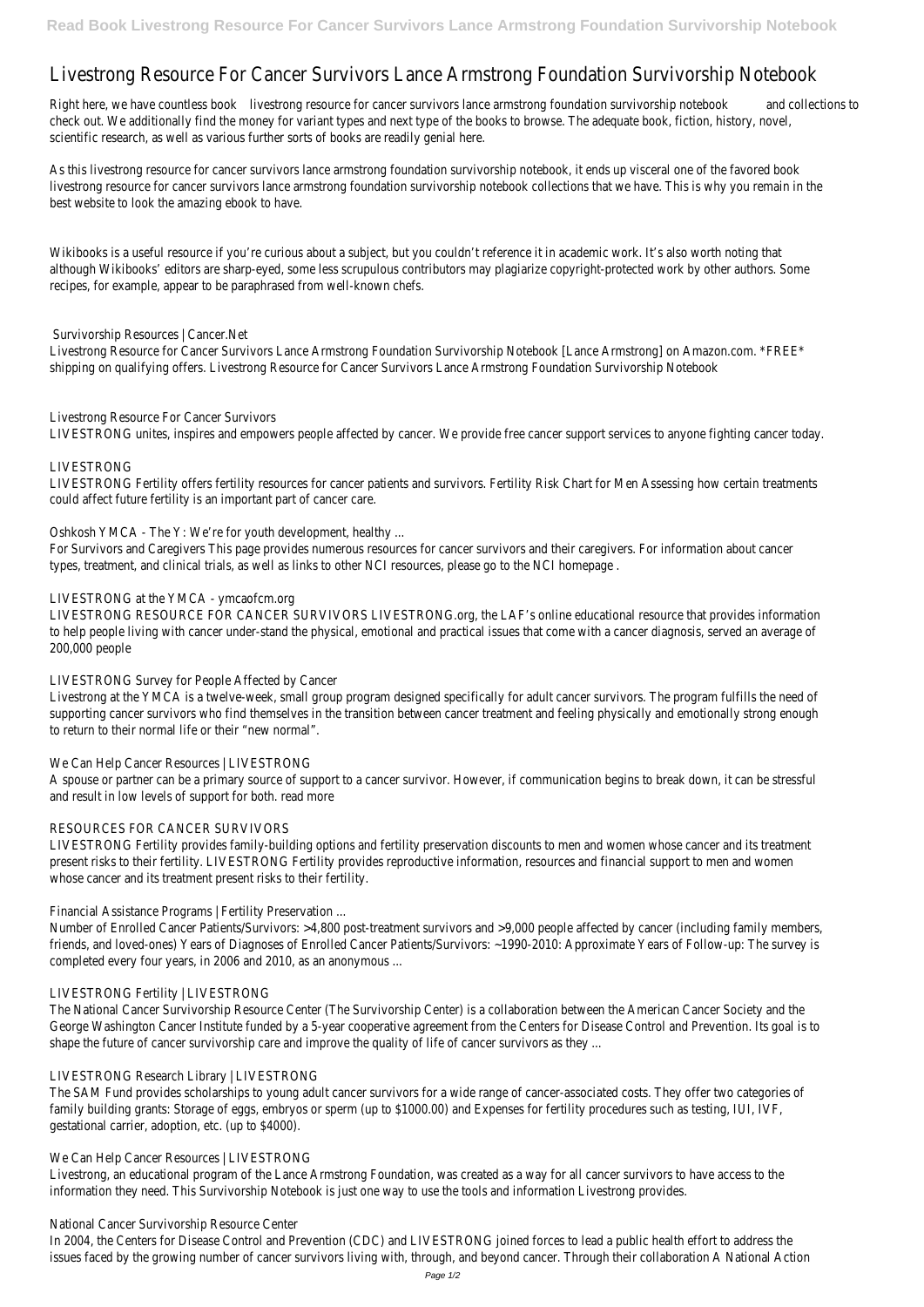# Livestrong Resource For Cancer Survivors Lance Armstrong Foundation Survivorship Notebook

Right here, we have countless book livestrong resource for cancer survivors lance armstrong foundation survivorship notebook and collections to check out. We additionally find the money for variant types and next type of the books to browse. The adequate book, fiction, history, novel, scientific research, as well as various further sorts of books are readily genial here.

As this livestrong resource for cancer survivors lance armstrong foundation survivorship notebook, it ends up visceral one of the favored book livestrong resource for cancer survivors lance armstrong foundation survivorship notebook collections that we have. This is why you remain in the best website to look the amazing ebook to have.

Wikibooks is a useful resource if you're curious about a subject, but you couldn't reference it in academic work. It's also worth noting that although Wikibooks' editors are sharp-eyed, some less scrupulous contributors may plagiarize copyright-protected work by other authors. Some recipes, for example, appear to be paraphrased from well-known chefs.

## Survivorship Resources | Cancer.Net

Livestrong Resource for Cancer Survivors Lance Armstrong Foundation Survivorship Notebook [Lance Armstrong] on Amazon.com. *FREE* shipping on qualifying offers. Livestrong Resource for Cancer Survivors Lance Armstrong Foundation Survivorship Notebook

## Livestrong Resource For Cancer Survivors

LIVESTRONG unites, inspires and empowers people affected by cancer. We provide free cancer support services to anyone fighting cancer today.

## LIVESTRONG

LIVESTRONG Fertility offers fertility resources for cancer patients and survivors. Fertility Risk Chart for Men Assessing how certain treatments could affect future fertility is an important part of cancer care.

## Oshkosh YMCA - The Y: We're for youth development, healthy ...

For Survivors and Caregivers This page provides numerous resources for cancer survivors and their caregivers. For information about cancer types, treatment, and clinical trials, as well as links to other NCI resources, please go to the NCI homepage .

## LIVESTRONG at the YMCA - ymcaofcm.org

LIVESTRONG RESOURCE FOR CANCER SURVIVORS LIVESTRONG.org, the LAF's online educational resource that provides information to help people living with cancer under-stand the physical, emotional and practical issues that come with a cancer diagnosis, served an average of 200,000 people

## LIVESTRONG Survey for People Affected by Cancer

Livestrong at the YMCA is a twelve-week, small group program designed specifically for adult cancer survivors. The program fulfills the need of supporting cancer survivors who find themselves in the transition between cancer treatment and feeling physically and emotionally strong enough to return to their normal life or their "new normal".

## We Can Help Cancer Resources | LIVESTRONG

A spouse or partner can be a primary source of support to a cancer survivor. However, if communication begins to break down, it can be stressful and result in low levels of support for both. read more

## RESOURCES FOR CANCER SURVIVORS

LIVESTRONG Fertility provides family-building options and fertility preservation discounts to men and women whose cancer and its treatment present risks to their fertility. LIVESTRONG Fertility provides reproductive information, resources and financial support to men and women whose cancer and its treatment present risks to their fertility.

## Financial Assistance Programs | Fertility Preservation ...

Number of Enrolled Cancer Patients/Survivors: >4,800 post-treatment survivors and >9,000 people affected by cancer (including family members, friends, and loved-ones) Years of Diagnoses of Enrolled Cancer Patients/Survivors: ~1990-2010: Approximate Years of Follow-up: The survey is completed every four years, in 2006 and 2010, as an anonymous ...

## LIVESTRONG Fertility | LIVESTRONG

The National Cancer Survivorship Resource Center (The Survivorship Center) is a collaboration between the American Cancer Society and the George Washington Cancer Institute funded by a 5-year cooperative agreement from the Centers for Disease Control and Prevention. Its goal is to shape the future of cancer survivorship care and improve the quality of life of cancer survivors as they ...

## LIVESTRONG Research Library | LIVESTRONG

The SAM Fund provides scholarships to young adult cancer survivors for a wide range of cancer-associated costs. They offer two categories of family building grants: Storage of eggs, embryos or sperm (up to $1000.00) and Expenses for fertility procedures such as testing, IUI, IVF, gestational carrier, adoption, etc. (up to $4000).

## We Can Help Cancer Resources | LIVESTRONG

Livestrong, an educational program of the Lance Armstrong Foundation, was created as a way for all cancer survivors to have access to the information they need. This Survivorship Notebook is just one way to use the tools and information Livestrong provides.

## National Cancer Survivorship Resource Center

In 2004, the Centers for Disease Control and Prevention (CDC) and LIVESTRONG joined forces to lead a public health effort to address the issues faced by the growing number of cancer survivors living with, through, and beyond cancer. Through their collaboration A National Action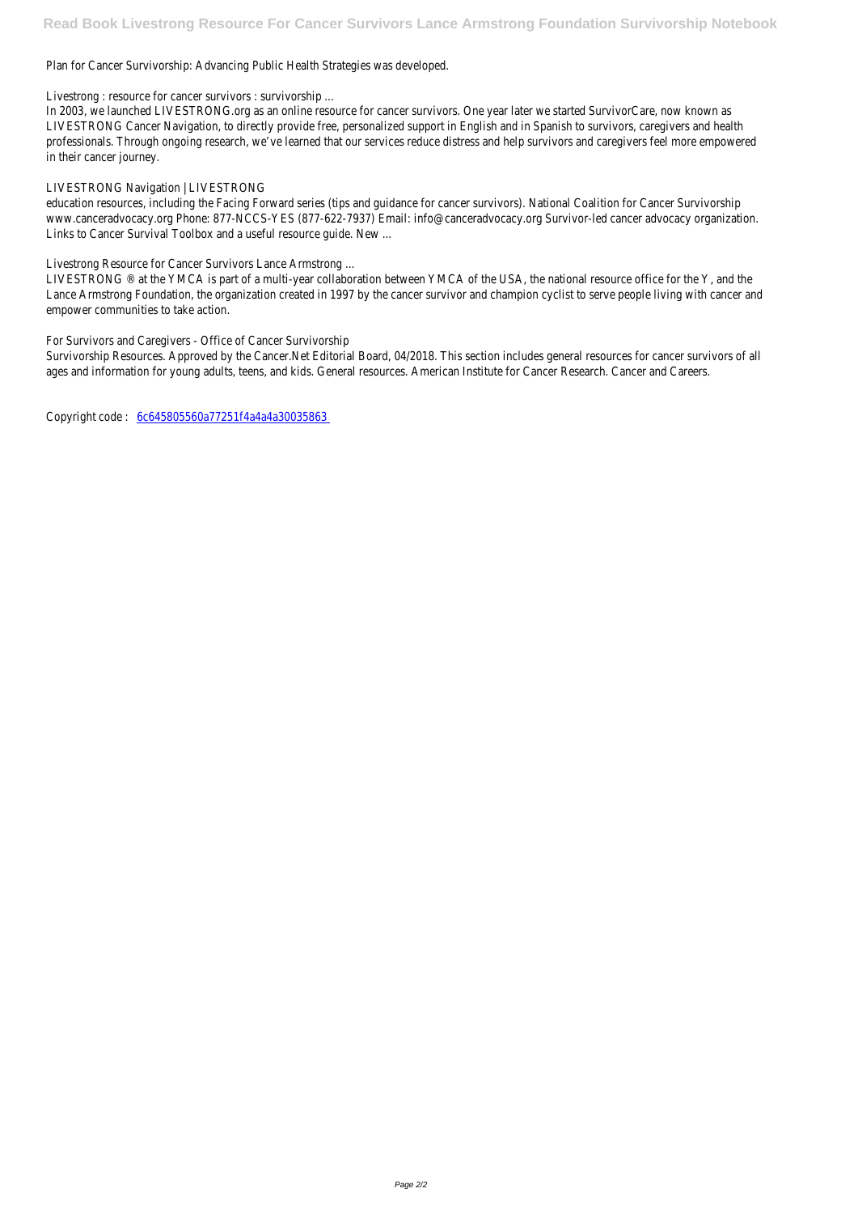Plan for Cancer Survivorship: Advancing Public Health Strategies was developed.

Livestrong : resource for cancer survivors : survivorship ...

In 2003, we launched LIVESTRONG.org as an online resource for cancer survivors. One year later we started SurvivorCare, now known as LIVESTRONG Cancer Navigation, to directly provide free, personalized support in English and in Spanish to survivors, caregivers and health professionals. Through ongoing research, we've learned that our services reduce distress and help survivors and caregivers feel more empowered in their cancer journey.

LIVESTRONG Navigation | LIVESTRONG

education resources, including the Facing Forward series (tips and guidance for cancer survivors). National Coalition for Cancer Survivorship www.canceradvocacy.org Phone: 877-NCCS-YES (877-622-7937) Email: info@canceradvocacy.org Survivor-led cancer advocacy organization. Links to Cancer Survival Toolbox and a useful resource guide. New ...

Livestrong Resource for Cancer Survivors Lance Armstrong ...

LIVESTRONG ® at the YMCA is part of a multi-year collaboration between YMCA of the USA, the national resource office for the Y, and the Lance Armstrong Foundation, the organization created in 1997 by the cancer survivor and champion cyclist to serve people living with cancer and empower communities to take action.

For Survivors and Caregivers - Office of Cancer Survivorship

Survivorship Resources. Approved by the Cancer.Net Editorial Board, 04/2018. This section includes general resources for cancer survivors of all ages and information for young adults, teens, and kids. General resources. American Institute for Cancer Research. Cancer and Careers.

Copyright code : 6c645805560a77251f4a4a4a30035863